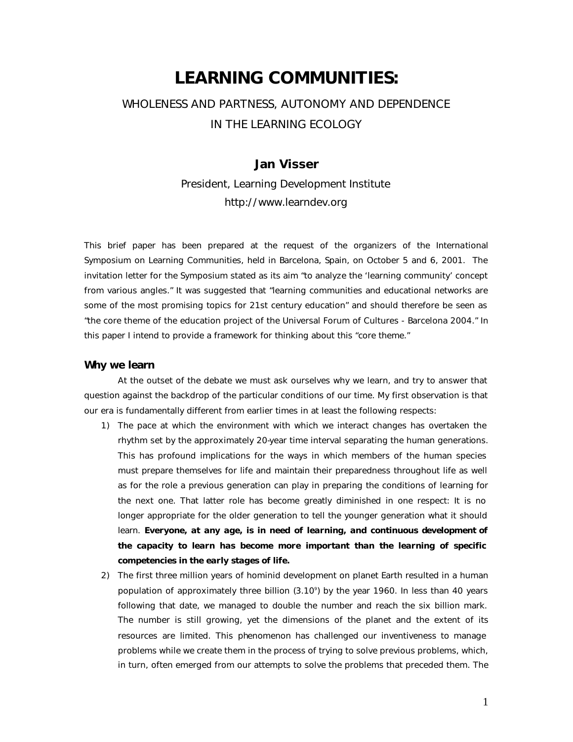# LEARNING COMMUNITIES:

WHOLENESS AND PARTNESS, AUTONOMY AND DEPENDENCE

IN THE LEARNING ECOLOGY

**Jan Visser**

President, Learning Development Institute

http://www.learndev.org

This brief paper has been prepared at the request of the organizers of the International Symposium on Learning Communities, held in Barcelona, Spain, on October 5 and 6, 2001. The invitation letter for the Symposium stated as its aim "to analyze the 'learning community' concept from various angles." It was suggested that "learning communities and educational networks are some of the most promising topics for 21st century education" and should therefore be seen as "the core theme of the education project of the Universal Forum of Cultures - Barcelona 2004." In this paper I intend to provide a framework for thinking about this "core theme."

## Why we learn

At the outset of the debate we must ask ourselves why we learn, and try to answer that question against the backdrop of the particular conditions of our time. My first observation is that our era is fundamentally different from earlier times in at least the following respects:

1) The pace at which the environment with which we interact changes has overtaken the rhythm set by the approximately 20-year time interval separating the human generations. This has profound implications for the ways in which members of the human species must prepare themselves for life and maintain their preparedness throughout life as well as for the role a previous generation can play in preparing the conditions of learning for the next one. That latter role has become greatly diminished in one respect: It is no longer appropriate for the older generation to tell the younger generation what it should learn. **Everyone, at any age, is in need of learning, and continuous development of the capacity to learn has become more important than the learning of specific competencies in the early stages of life.**
2) The first three million years of hominid development on planet Earth resulted in a human population of approximately three billion ($3.10^9$) by the year 1960. In less than 40 years following that date, we managed to double the number and reach the six billion mark. The number is still growing, yet the dimensions of the planet and the extent of its resources are limited. This phenomenon has challenged our inventiveness to manage problems while we create them in the process of trying to solve previous problems, which, in turn, often emerged from our attempts to solve the problems that preceded them. The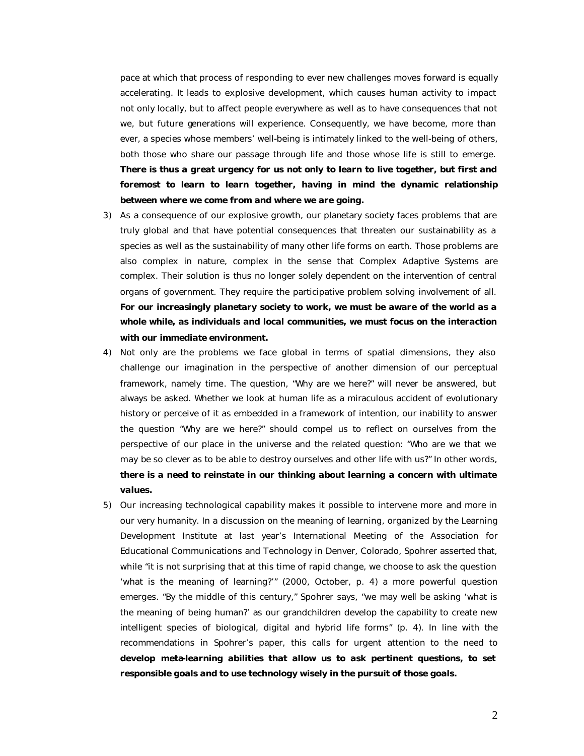pace at which that process of responding to ever new challenges moves forward is equally accelerating. It leads to explosive development, which causes human activity to impact not only locally, but to affect people everywhere as well as to have consequences that not we, but future generations will experience. Consequently, we have become, more than ever, a species whose members' well-being is intimately linked to the well-being of others, both those who share our passage through life and those whose life is still to emerge. **There is thus a great urgency for us not only to learn to live together, but first and foremost to learn to learn together, having in mind the dynamic relationship between where we come from and where we are going.**

3) As a consequence of our explosive growth, our planetary society faces problems that are truly global and that have potential consequences that threaten our sustainability as a species as well as the sustainability of many other life forms on earth. Those problems are also complex in nature, complex in the sense that Complex Adaptive Systems are complex. Their solution is thus no longer solely dependent on the intervention of central organs of government. They require the participative problem solving involvement of all. **For our increasingly planetary society to work, we must be aware of the world as a whole while, as individuals and local communities, we must focus on the interaction with our immediate environment.**

4) Not only are the problems we face global in terms of spatial dimensions, they also challenge our imagination in the perspective of another dimension of our perceptual framework, namely time. The question, "Why are we here?" will never be answered, but always be asked. Whether we look at human life as a miraculous accident of evolutionary history or perceive of it as embedded in a framework of intention, our inability to answer the question "Why are we here?" should compel us to reflect on ourselves from the perspective of our place in the universe and the related question: "Who are we that we may be so clever as to be able to destroy ourselves and other life with us?" In other words, **there is a need to reinstate in our thinking about learning a concern with ultimate values.**

5) Our increasing technological capability makes it possible to intervene more and more in our very humanity. In a discussion on the meaning of learning, organized by the Learning Development Institute at last year's International Meeting of the Association for Educational Communications and Technology in Denver, Colorado, Spohrer asserted that, while "it is not surprising that at this time of rapid change, we choose to ask the question 'what is the meaning of learning?'" (2000, October, p. 4) a more powerful question emerges. "By the middle of this century," Spohrer says, "we may well be asking 'what is the meaning of being human?' as our grandchildren develop the capability to create new intelligent species of biological, digital and hybrid life forms" (p. 4). In line with the recommendations in Spohrer's paper, this calls for urgent attention to the need to **develop meta-learning abilities that allow us to ask pertinent questions, to set responsible goals and to use technology wisely in the pursuit of those goals.**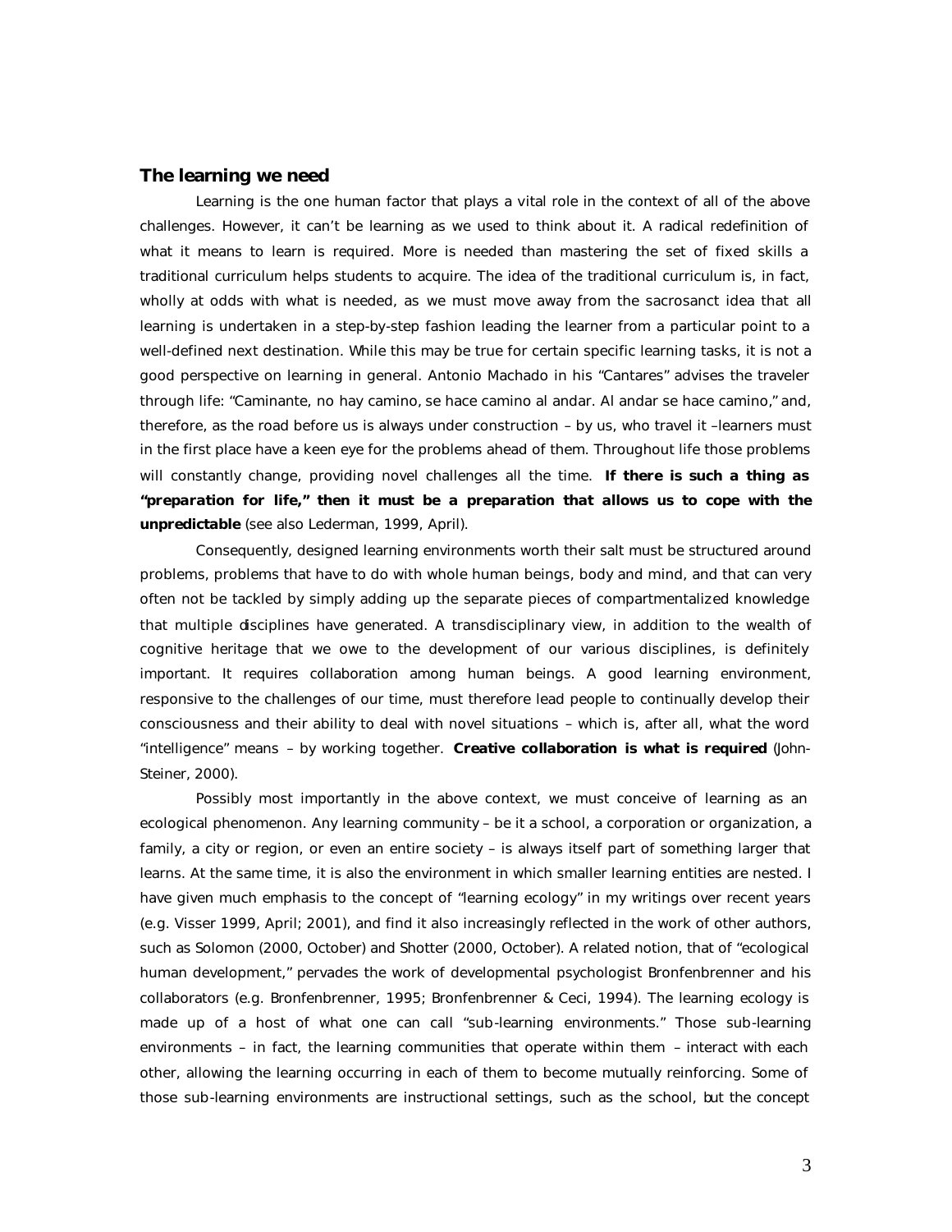## The learning we need

Learning is the one human factor that plays a vital role in the context of all of the above challenges. However, it can't be learning as we used to think about it. A radical redefinition of what it means to learn is required. More is needed than mastering the set of fixed skills a traditional curriculum helps students to acquire. The idea of the traditional curriculum is, in fact, wholly at odds with what is needed, as we must move away from the sacrosanct idea that all learning is undertaken in a step-by-step fashion leading the learner from a particular point to a well-defined next destination. While this may be true for certain specific learning tasks, it is not a good perspective on learning in general. Antonio Machado in his "Cantares" advises the traveler through life: "Caminante, no hay camino, se hace camino al andar. Al andar se hace camino," and, therefore, as the road before us is always under construction – by us, who travel it –learners must in the first place have a keen eye for the problems ahead of them. Throughout life those problems will constantly change, providing novel challenges all the time. **If there is such a thing as "preparation for life," then it must be a preparation that allows us to cope with the unpredictable** (see also Lederman, 1999, April).

Consequently, designed learning environments worth their salt must be structured around problems, problems that have to do with whole human beings, body and mind, and that can very often not be tackled by simply adding up the separate pieces of compartmentalized knowledge that multiple disciplines have generated. A transdisciplinary view, in addition to the wealth of cognitive heritage that we owe to the development of our various disciplines, is definitely important. It requires collaboration among human beings. A good learning environment, responsive to the challenges of our time, must therefore lead people to continually develop their consciousness and their ability to deal with novel situations – which is, after all, what the word "intelligence" means – by working together. **Creative collaboration is what is required** (John-Steiner, 2000).

Possibly most importantly in the above context, we must conceive of learning as an ecological phenomenon. Any learning community – be it a school, a corporation or organization, a family, a city or region, or even an entire society – is always itself part of something larger that learns. At the same time, it is also the environment in which smaller learning entities are nested. I have given much emphasis to the concept of "learning ecology" in my writings over recent years (e.g. Visser 1999, April; 2001), and find it also increasingly reflected in the work of other authors, such as Solomon (2000, October) and Shotter (2000, October). A related notion, that of "ecological human development," pervades the work of developmental psychologist Bronfenbrenner and his collaborators (e.g. Bronfenbrenner, 1995; Bronfenbrenner & Ceci, 1994). The learning ecology is made up of a host of what one can call "sub-learning environments." Those sub-learning environments – in fact, the learning communities that operate within them – interact with each other, allowing the learning occurring in each of them to become mutually reinforcing. Some of those sub-learning environments are instructional settings, such as the school, but the concept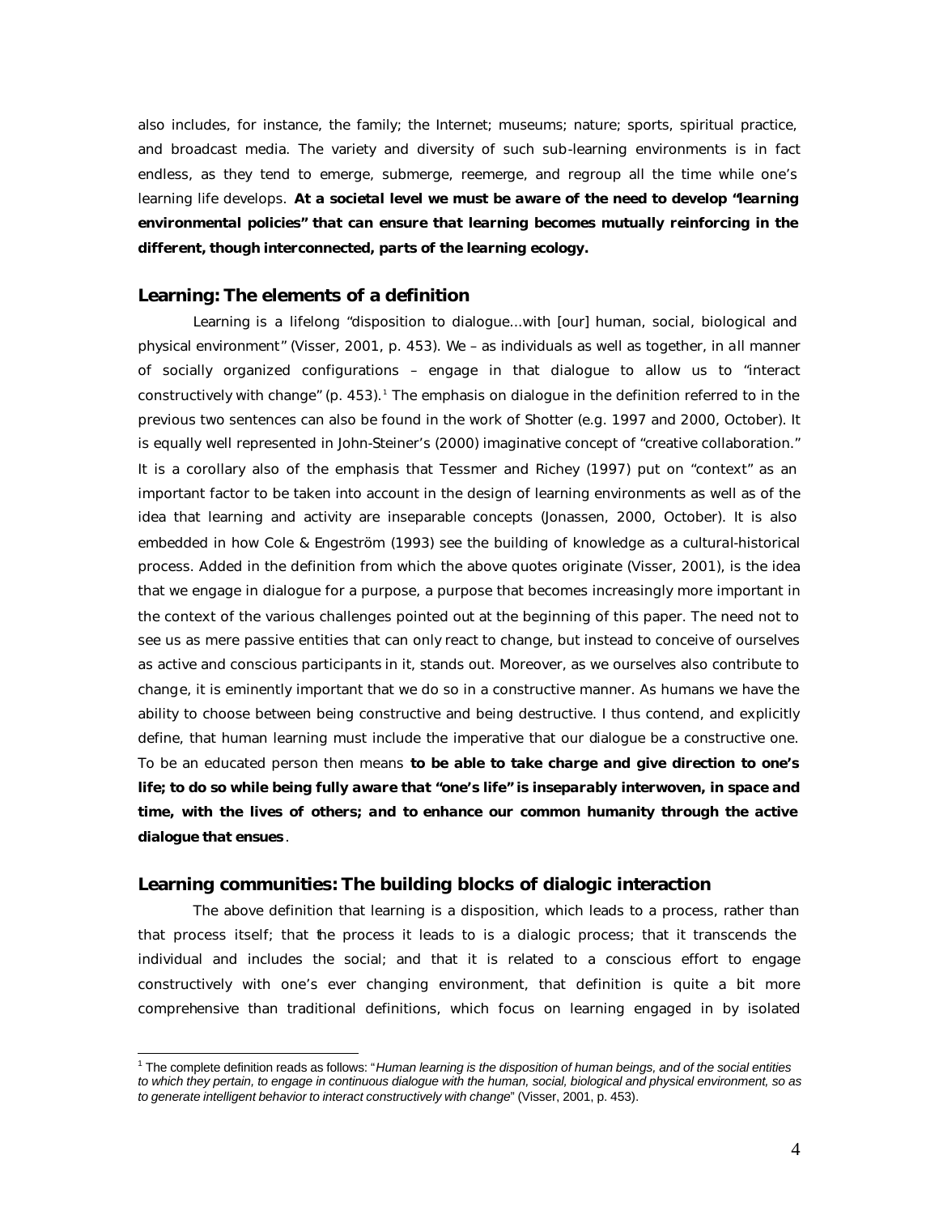also includes, for instance, the family; the Internet; museums; nature; sports, spiritual practice, and broadcast media. The variety and diversity of such sub-learning environments is in fact endless, as they tend to emerge, submerge, reemerge, and regroup all the time while one's learning life develops. **At a societal level we must be aware of the need to develop "learning environmental policies" that can ensure that learning becomes mutually reinforcing in the different, though interconnected, parts of the learning ecology.**

## Learning: The elements of a definition

Learning is a lifelong "disposition to dialogue…with [our] human, social, biological and physical environment" (Visser, 2001, p. 453). We – as individuals as well as together, in all manner of socially organized configurations – engage in that dialogue to allow us to "interact constructively with change" (p. 453).[1] The emphasis on dialogue in the definition referred to in the previous two sentences can also be found in the work of Shotter (e.g. 1997 and 2000, October). It is equally well represented in John-Steiner's (2000) imaginative concept of "creative collaboration." It is a corollary also of the emphasis that Tessmer and Richey (1997) put on "context" as an important factor to be taken into account in the design of learning environments as well as of the idea that learning and activity are inseparable concepts (Jonassen, 2000, October). It is also embedded in how Cole & Engeström (1993) see the building of knowledge as a cultural-historical process. Added in the definition from which the above quotes originate (Visser, 2001), is the idea that we engage in dialogue for a purpose, a purpose that becomes increasingly more important in the context of the various challenges pointed out at the beginning of this paper. The need not to see us as mere passive entities that can only react to change, but instead to conceive of ourselves as active and conscious participants in it, stands out. Moreover, as we ourselves also contribute to change, it is eminently important that we do so in a constructive manner. As humans we have the ability to choose between being constructive and being destructive. I thus contend, and explicitly define, that human learning must include the imperative that our dialogue be a constructive one. To be an educated person then means **to be able to take charge and give direction to one's life; to do so while being fully aware that "one's life" is inseparably interwoven, in space and time, with the lives of others; and to enhance our common humanity through the active dialogue that ensues**.

## Learning communities: The building blocks of dialogic interaction

The above definition that learning is a disposition, which leads to a process, rather than that process itself; that the process it leads to is a dialogic process; that it transcends the individual and includes the social; and that it is related to a conscious effort to engage constructively with one's ever changing environment, that definition is quite a bit more comprehensive than traditional definitions, which focus on learning engaged in by isolated

---

[1] The complete definition reads as follows: "*Human learning is the disposition of human beings, and of the social entities to which they pertain, to engage in continuous dialogue with the human, social, biological and physical environment, so as to generate intelligent behavior to interact constructively with change*" (Visser, 2001, p. 453).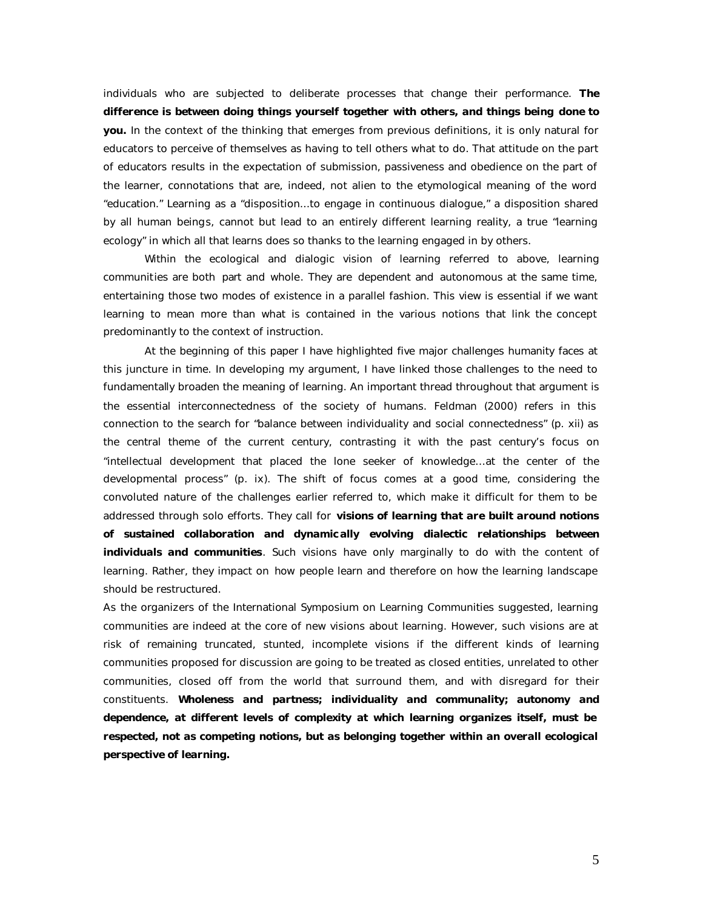individuals who are subjected to deliberate processes that change their performance. **The difference is between doing things yourself together with others, and things being done to you.** In the context of the thinking that emerges from previous definitions, it is only natural for educators to perceive of themselves as having to tell others what to do. That attitude on the part of educators results in the expectation of submission, passiveness and obedience on the part of the learner, connotations that are, indeed, not alien to the etymological meaning of the word "education." Learning as a "disposition…to engage in continuous dialogue," a disposition shared by all human beings, cannot but lead to an entirely different learning reality, a true "learning ecology" in which all that learns does so thanks to the learning engaged in by others.

Within the ecological and dialogic vision of learning referred to above, learning communities are both part and whole. They are dependent and autonomous at the same time, entertaining those two modes of existence in a parallel fashion. This view is essential if we want learning to mean more than what is contained in the various notions that link the concept predominantly to the context of instruction.

At the beginning of this paper I have highlighted five major challenges humanity faces at this juncture in time. In developing my argument, I have linked those challenges to the need to fundamentally broaden the meaning of learning. An important thread throughout that argument is the essential interconnectedness of the society of humans. Feldman (2000) refers in this connection to the search for "balance between individuality and social connectedness" (p. xii) as the central theme of the current century, contrasting it with the past century's focus on "intellectual development that placed the lone seeker of knowledge…at the center of the developmental process" (p. ix). The shift of focus comes at a good time, considering the convoluted nature of the challenges earlier referred to, which make it difficult for them to be addressed through solo efforts. They call for **visions of learning that are built around notions of sustained collaboration and dynamically evolving dialectic relationships between individuals and communities**. Such visions have only marginally to do with the content of learning. Rather, they impact on how people learn and therefore on how the learning landscape should be restructured.

As the organizers of the International Symposium on Learning Communities suggested, learning communities are indeed at the core of new visions about learning. However, such visions are at risk of remaining truncated, stunted, incomplete visions if the different kinds of learning communities proposed for discussion are going to be treated as closed entities, unrelated to other communities, closed off from the world that surround them, and with disregard for their constituents. **Wholeness and partness; individuality and communality; autonomy and dependence, at different levels of complexity at which learning organizes itself, must be respected, not as competing notions, but as belonging together within an overall ecological perspective of learning.**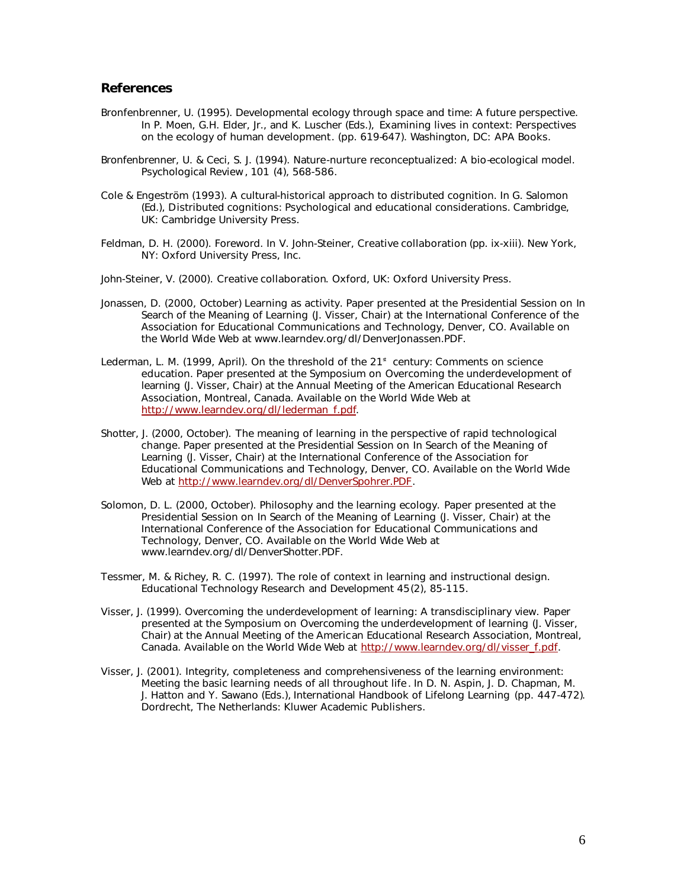## References

Bronfenbrenner, U. (1995). Developmental ecology through space and time: A future perspective. In P. Moen, G.H. Elder, Jr., and K. Luscher (Eds.), *Examining lives in context: Perspectives on the ecology of human development*. (pp. 619-647). Washington, DC: APA Books.

Bronfenbrenner, U. & Ceci, S. J. (1994). Nature-nurture reconceptualized: A bio-ecological model. *Psychological Review*, 101 (4), 568-586.

Cole & Engeström (1993). A cultural-historical approach to distributed cognition. In G. Salomon (Ed.), Distributed cognitions: Psychological and educational considerations. Cambridge, UK: Cambridge University Press.

Feldman, D. H. (2000). Foreword. In V. John-Steiner, *Creative collaboration* (pp. ix-xiii). New York, NY: Oxford University Press, Inc.

John-Steiner, V. (2000). *Creative collaboration*. Oxford, UK: Oxford University Press.

Jonassen, D. (2000, October) Learning as activity. Paper presented at the Presidential Session on In Search of the Meaning of Learning (J. Visser, Chair) at the International Conference of the Association for Educational Communications and Technology, Denver, CO. Available on the World Wide Web at www.learndev.org/dl/DenverJonassen.PDF.

Lederman, L. M. (1999, April). On the threshold of the 21st century: Comments on science education. Paper presented at the Symposium on Overcoming the underdevelopment of learning (J. Visser, Chair) at the Annual Meeting of the American Educational Research Association, Montreal, Canada. Available on the World Wide Web at http://www.learndev.org/dl/lederman_f.pdf.

Shotter, J. (2000, October). The meaning of learning in the perspective of rapid technological change. Paper presented at the Presidential Session on In Search of the Meaning of Learning (J. Visser, Chair) at the International Conference of the Association for Educational Communications and Technology, Denver, CO. Available on the World Wide Web at http://www.learndev.org/dl/DenverSpohrer.PDF.

Solomon, D. L. (2000, October). Philosophy and the learning ecology. Paper presented at the Presidential Session on In Search of the Meaning of Learning (J. Visser, Chair) at the International Conference of the Association for Educational Communications and Technology, Denver, CO. Available on the World Wide Web at www.learndev.org/dl/DenverShotter.PDF.

Tessmer, M. & Richey, R. C. (1997). The role of context in learning and instructional design. *Educational Technology Research and Development* 45(2), 85-115.

Visser, J. (1999). Overcoming the underdevelopment of learning: A transdisciplinary view. Paper presented at the Symposium on Overcoming the underdevelopment of learning (J. Visser, Chair) at the Annual Meeting of the American Educational Research Association, Montreal, Canada. Available on the World Wide Web at http://www.learndev.org/dl/visser_f.pdf.

Visser, J. (2001). Integrity, completeness and comprehensiveness of the learning environment: Meeting the basic learning needs of all throughout life. In D. N. Aspin, J. D. Chapman, M. J. Hatton and Y. Sawano (Eds.), *International Handbook of Lifelong Learning* (pp. 447-472). Dordrecht, The Netherlands: Kluwer Academic Publishers.